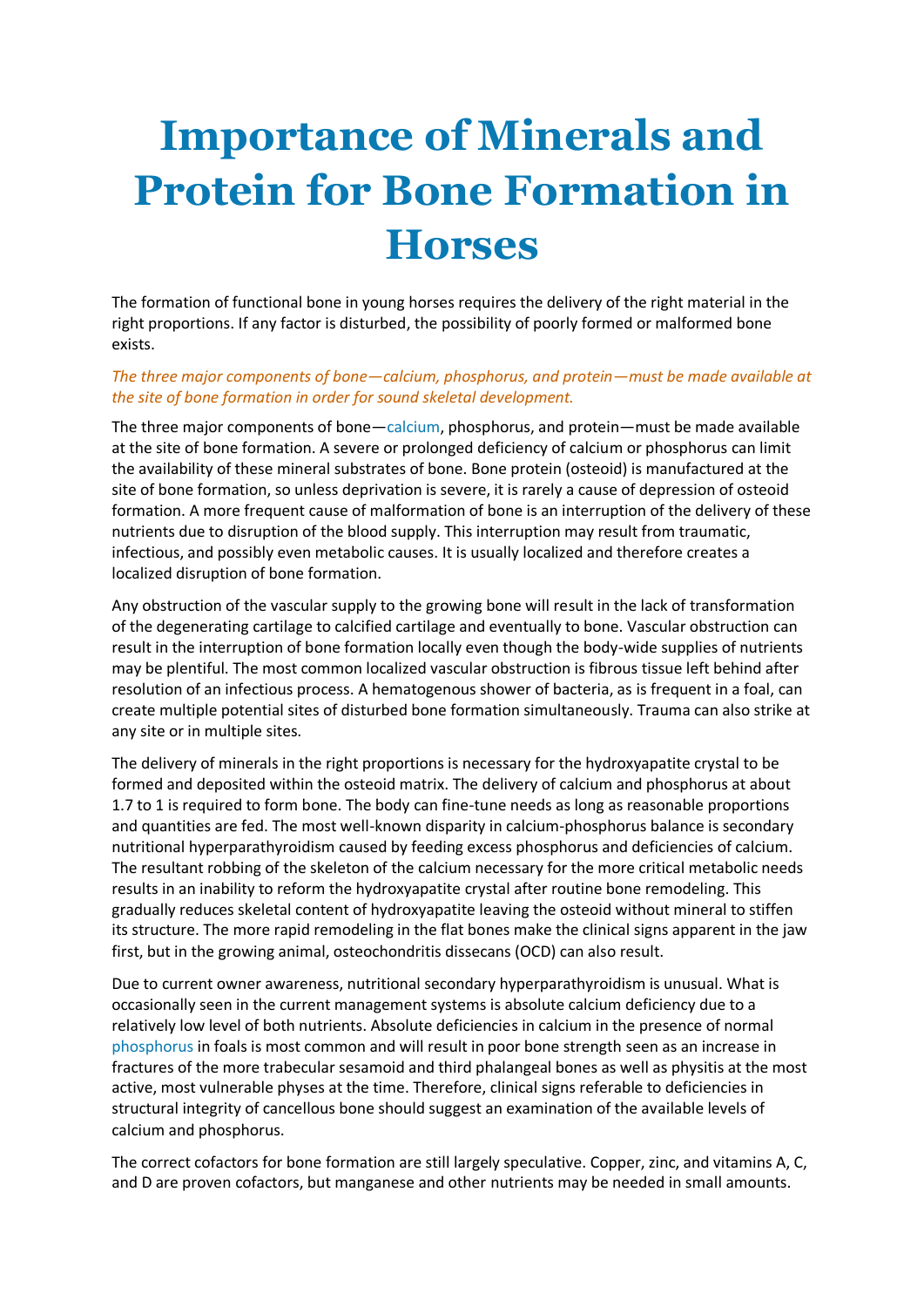# Importance of Minerals and Protein for Bone Formation in Horses

The formation of functional bone in young horses requires the delivery of the right material in the right proportions. If any factor is disturbed, the possibility of poorly formed or malformed bone exists.

*The three major components of bone—calcium, phosphorus, and protein—must be made available at the site of bone formation in order for sound skeletal development.*

The three major components of bone—calcium, phosphorus, and protein—must be made available at the site of bone formation. A severe or prolonged deficiency of calcium or phosphorus can limit the availability of these mineral substrates of bone. Bone protein (osteoid) is manufactured at the site of bone formation, so unless deprivation is severe, it is rarely a cause of depression of osteoid formation. A more frequent cause of malformation of bone is an interruption of the delivery of these nutrients due to disruption of the blood supply. This interruption may result from traumatic, infectious, and possibly even metabolic causes. It is usually localized and therefore creates a localized disruption of bone formation.

Any obstruction of the vascular supply to the growing bone will result in the lack of transformation of the degenerating cartilage to calcified cartilage and eventually to bone. Vascular obstruction can result in the interruption of bone formation locally even though the body-wide supplies of nutrients may be plentiful. The most common localized vascular obstruction is fibrous tissue left behind after resolution of an infectious process. A hematogenous shower of bacteria, as is frequent in a foal, can create multiple potential sites of disturbed bone formation simultaneously. Trauma can also strike at any site or in multiple sites.

The delivery of minerals in the right proportions is necessary for the hydroxyapatite crystal to be formed and deposited within the osteoid matrix. The delivery of calcium and phosphorus at about 1.7 to 1 is required to form bone. The body can fine-tune needs as long as reasonable proportions and quantities are fed. The most well-known disparity in calcium-phosphorus balance is secondary nutritional hyperparathyroidism caused by feeding excess phosphorus and deficiencies of calcium. The resultant robbing of the skeleton of the calcium necessary for the more critical metabolic needs results in an inability to reform the hydroxyapatite crystal after routine bone remodeling. This gradually reduces skeletal content of hydroxyapatite leaving the osteoid without mineral to stiffen its structure. The more rapid remodeling in the flat bones make the clinical signs apparent in the jaw first, but in the growing animal, osteochondritis dissecans (OCD) can also result.

Due to current owner awareness, nutritional secondary hyperparathyroidism is unusual. What is occasionally seen in the current management systems is absolute calcium deficiency due to a relatively low level of both nutrients. Absolute deficiencies in calcium in the presence of normal phosphorus in foals is most common and will result in poor bone strength seen as an increase in fractures of the more trabecular sesamoid and third phalangeal bones as well as physitis at the most active, most vulnerable physes at the time. Therefore, clinical signs referable to deficiencies in structural integrity of cancellous bone should suggest an examination of the available levels of calcium and phosphorus.

The correct cofactors for bone formation are still largely speculative. Copper, zinc, and vitamins A, C, and D are proven cofactors, but manganese and other nutrients may be needed in small amounts.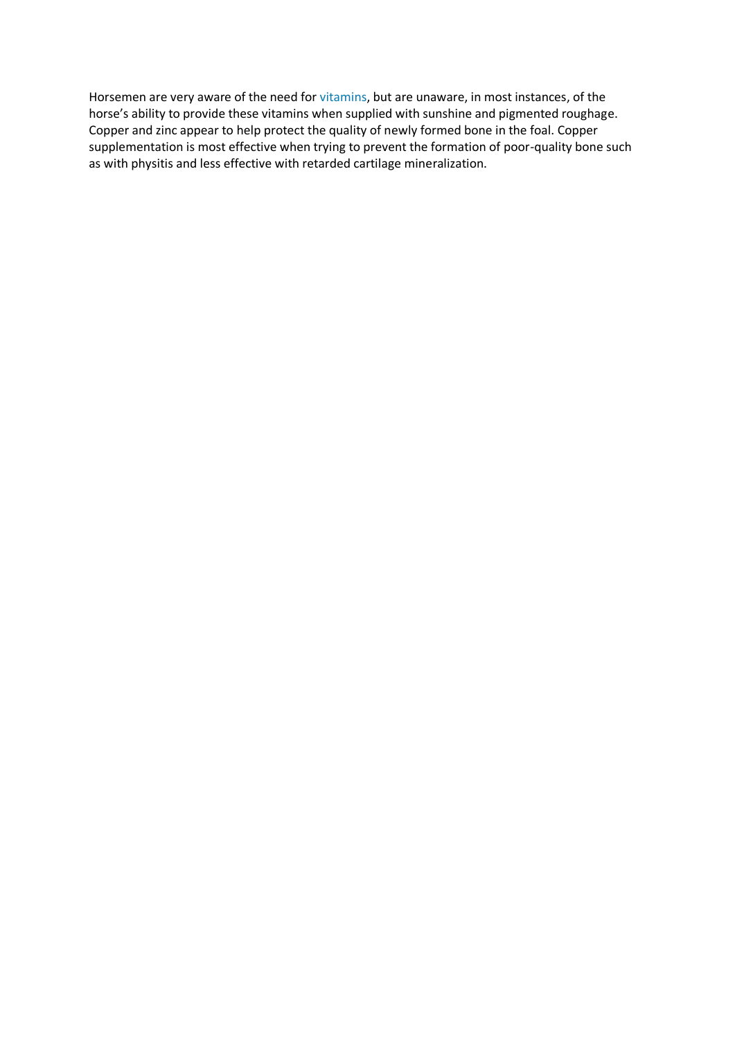Horsemen are very aware of the need for vitamins, but are unaware, in most instances, of the horse's ability to provide these vitamins when supplied with sunshine and pigmented roughage. Copper and zinc appear to help protect the quality of newly formed bone in the foal. Copper supplementation is most effective when trying to prevent the formation of poor-quality bone such as with physitis and less effective with retarded cartilage mineralization.